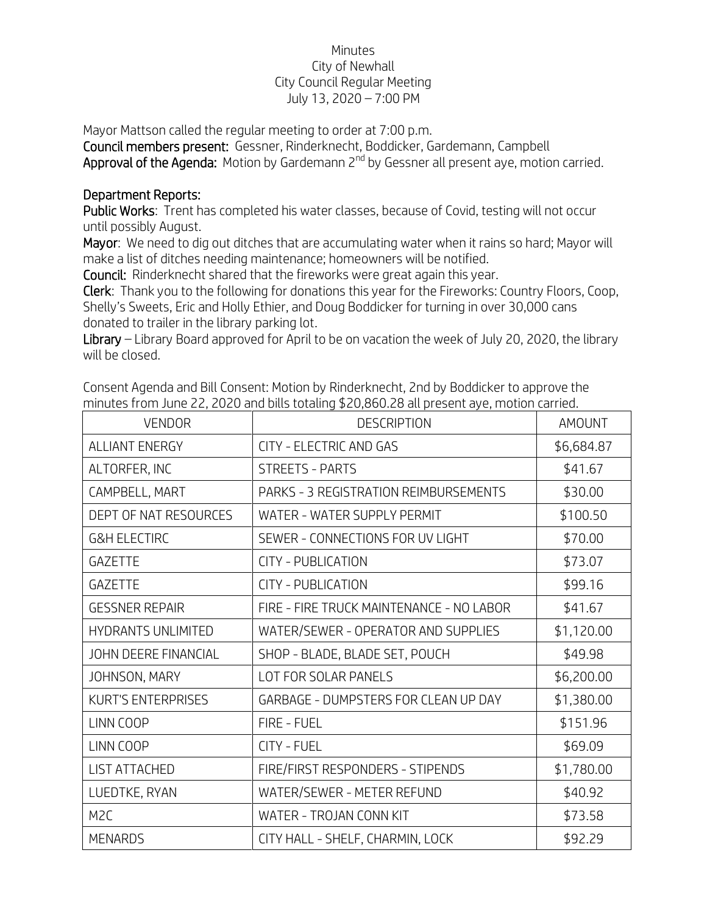Minutes
City of Newhall
City Council Regular Meeting
July 13, 2020 – 7:00 PM

Mayor Mattson called the regular meeting to order at 7:00 p.m.
**Council members present:** Gessner, Rinderknecht, Boddicker, Gardemann, Campbell
**Approval of the Agenda:** Motion by Gardemann 2nd by Gessner all present aye, motion carried.

**Department Reports:**
**Public Works**: Trent has completed his water classes, because of Covid, testing will not occur until possibly August.
**Mayor**: We need to dig out ditches that are accumulating water when it rains so hard; Mayor will make a list of ditches needing maintenance; homeowners will be notified.
**Council:** Rinderknecht shared that the fireworks were great again this year.
**Clerk**: Thank you to the following for donations this year for the Fireworks: Country Floors, Coop, Shelly's Sweets, Eric and Holly Ethier, and Doug Boddicker for turning in over 30,000 cans donated to trailer in the library parking lot.
**Library** – Library Board approved for April to be on vacation the week of July 20, 2020, the library will be closed.

Consent Agenda and Bill Consent: Motion by Rinderknecht, 2nd by Boddicker to approve the minutes from June 22, 2020 and bills totaling $20,860.28 all present aye, motion carried.

| VENDOR | DESCRIPTION | AMOUNT |
|---|---|---|
| ALLIANT ENERGY | CITY - ELECTRIC AND GAS | $6,684.87 |
| ALTORFER, INC | STREETS - PARTS | $41.67 |
| CAMPBELL, MART | PARKS - 3 REGISTRATION REIMBURSEMENTS | $30.00 |
| DEPT OF NAT RESOURCES | WATER - WATER SUPPLY PERMIT | $100.50 |
| G&H ELECTIRC | SEWER - CONNECTIONS FOR UV LIGHT | $70.00 |
| GAZETTE | CITY - PUBLICATION | $73.07 |
| GAZETTE | CITY - PUBLICATION | $99.16 |
| GESSNER REPAIR | FIRE - FIRE TRUCK MAINTENANCE - NO LABOR | $41.67 |
| HYDRANTS UNLIMITED | WATER/SEWER - OPERATOR AND SUPPLIES | $1,120.00 |
| JOHN DEERE FINANCIAL | SHOP - BLADE, BLADE SET, POUCH | $49.98 |
| JOHNSON, MARY | LOT FOR SOLAR PANELS | $6,200.00 |
| KURT'S ENTERPRISES | GARBAGE - DUMPSTERS FOR CLEAN UP DAY | $1,380.00 |
| LINN COOP | FIRE - FUEL | $151.96 |
| LINN COOP | CITY - FUEL | $69.09 |
| LIST ATTACHED | FIRE/FIRST RESPONDERS - STIPENDS | $1,780.00 |
| LUEDTKE, RYAN | WATER/SEWER - METER REFUND | $40.92 |
| M2C | WATER - TROJAN CONN KIT | $73.58 |
| MENARDS | CITY HALL - SHELF, CHARMIN, LOCK | $92.29 |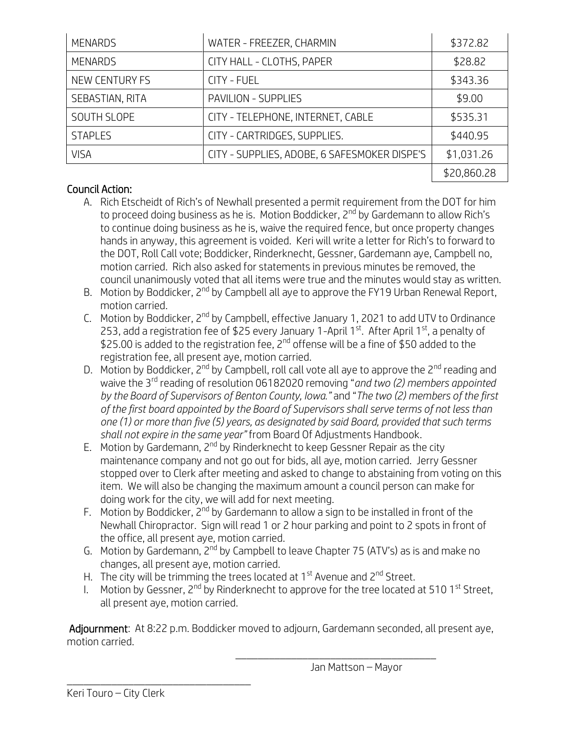| | | |
|---|---|---|
| MENARDS | WATER - FREEZER, CHARMIN | \$372.82 |
| MENARDS | CITY HALL - CLOTHS, PAPER | \$28.82 |
| NEW CENTURY FS | CITY - FUEL | \$343.36 |
| SEBASTIAN, RITA | PAVILION - SUPPLIES | \$9.00 |
| SOUTH SLOPE | CITY - TELEPHONE, INTERNET, CABLE | \$535.31 |
| STAPLES | CITY - CARTRIDGES, SUPPLIES. | \$440.95 |
| VISA | CITY - SUPPLIES, ADOBE, 6 SAFESMOKER DISPE'S | \$1,031.26 |
| | | \$20,860.28 |

**Council Action:**

A. Rich Etscheidt of Rich's of Newhall presented a permit requirement from the DOT for him to proceed doing business as he is. Motion Boddicker, 2nd by Gardemann to allow Rich's to continue doing business as he is, waive the required fence, but once property changes hands in anyway, this agreement is voided. Keri will write a letter for Rich's to forward to the DOT, Roll Call vote; Boddicker, Rinderknecht, Gessner, Gardemann aye, Campbell no, motion carried. Rich also asked for statements in previous minutes be removed, the council unanimously voted that all items were true and the minutes would stay as written.

B. Motion by Boddicker, 2nd by Campbell all aye to approve the FY19 Urban Renewal Report, motion carried.

C. Motion by Boddicker, 2nd by Campbell, effective January 1, 2021 to add UTV to Ordinance 253, add a registration fee of \$25 every January 1-April 1st. After April 1st, a penalty of \$25.00 is added to the registration fee, 2nd offense will be a fine of \$50 added to the registration fee, all present aye, motion carried.

D. Motion by Boddicker, 2nd by Campbell, roll call vote all aye to approve the 2nd reading and waive the 3rd reading of resolution 06182020 removing "*and two (2) members appointed by the Board of Supervisors of Benton County, Iowa.*" and "*The two (2) members of the first of the first board appointed by the Board of Supervisors shall serve terms of not less than one (1) or more than five (5) years, as designated by said Board, provided that such terms shall not expire in the same year*" from Board Of Adjustments Handbook.

E. Motion by Gardemann, 2nd by Rinderknecht to keep Gessner Repair as the city maintenance company and not go out for bids, all aye, motion carried. Jerry Gessner stopped over to Clerk after meeting and asked to change to abstaining from voting on this item. We will also be changing the maximum amount a council person can make for doing work for the city, we will add for next meeting.

F. Motion by Boddicker, 2nd by Gardemann to allow a sign to be installed in front of the Newhall Chiropractor. Sign will read 1 or 2 hour parking and point to 2 spots in front of the office, all present aye, motion carried.

G. Motion by Gardemann, 2nd by Campbell to leave Chapter 75 (ATV's) as is and make no changes, all present aye, motion carried.

H. The city will be trimming the trees located at 1st Avenue and 2nd Street.

I. Motion by Gessner, 2nd by Rinderknecht to approve for the tree located at 510 1st Street, all present aye, motion carried.

**Adjournment**: At 8:22 p.m. Boddicker moved to adjourn, Gardemann seconded, all present aye, motion carried.

\_\_\_\_\_\_\_\_\_\_\_\_\_\_\_\_\_\_\_\_\_\_\_\_\_\_\_\_\_\_\_\_\_\_\_\_\_\_\_\_

Jan Mattson – Mayor

\_\_\_\_\_\_\_\_\_\_\_\_\_\_\_\_\_\_\_\_\_\_\_\_\_\_\_\_\_\_\_\_\_\_\_\_\_\_\_\_

Keri Touro – City Clerk